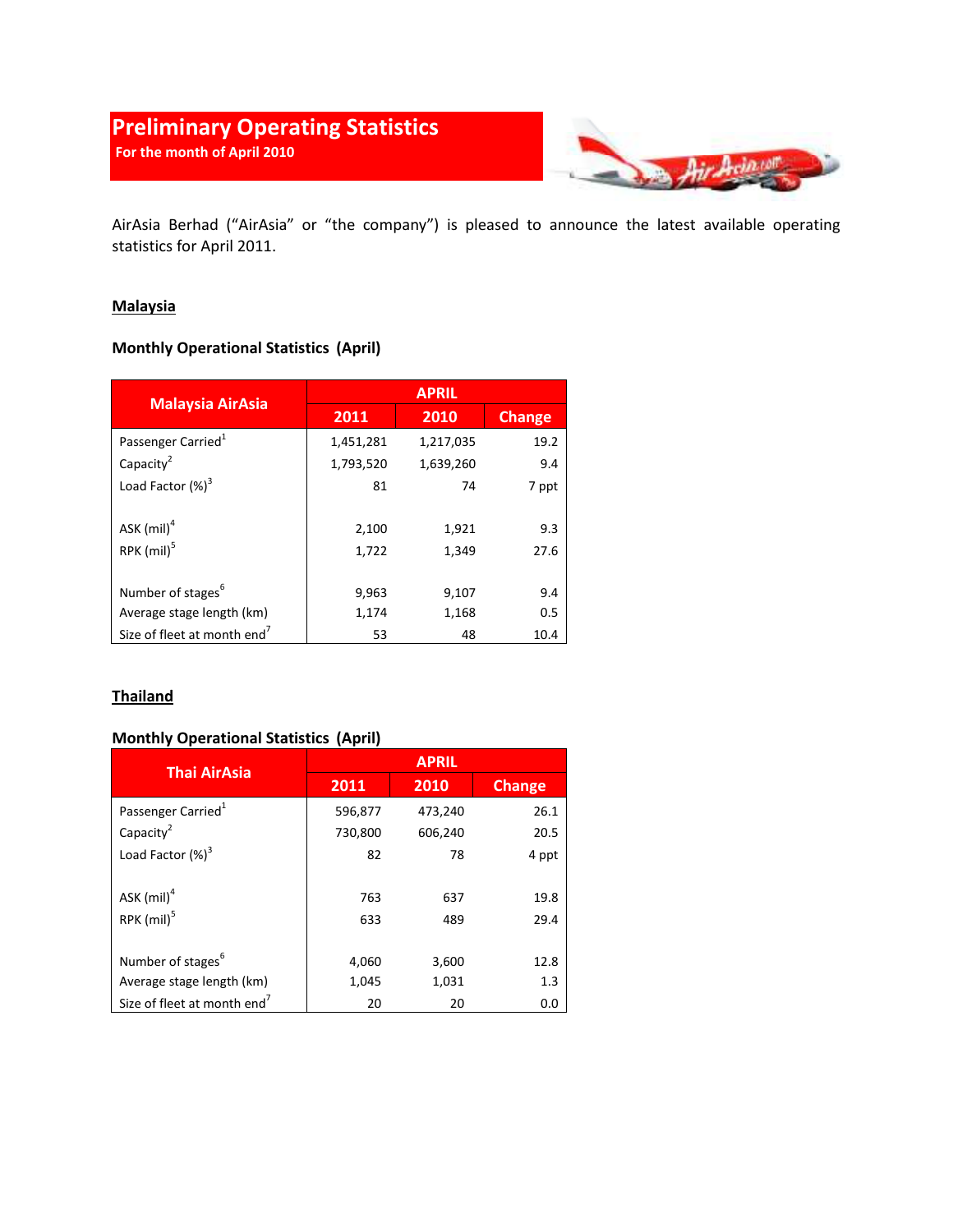# Preliminary Operating Statistics

**For the month of April 2010**

AirAsia Berhad ("AirAsia" or "the company") is pleased to announce the latest available operating statistics for April 2011.

## Malaysia

### Monthly Operational Statistics (April)

| Malaysia AirAsia | APRIL | | |
|---|---|---|---|
| | 2011 | 2010 | Change |
| Passenger Carried[1] | 1,451,281 | 1,217,035 | 19.2 |
| Capacity[2] | 1,793,520 | 1,639,260 | 9.4 |
| Load Factor (%)[3] | 81 | 74 | 7 ppt |
| ASK (mil)[4] | 2,100 | 1,921 | 9.3 |
| RPK (mil)[5] | 1,722 | 1,349 | 27.6 |
| Number of stages[6] | 9,963 | 9,107 | 9.4 |
| Average stage length (km) | 1,174 | 1,168 | 0.5 |
| Size of fleet at month end[7] | 53 | 48 | 10.4 |

## Thailand

### Monthly Operational Statistics (April)

| Thai AirAsia | APRIL | | |
|---|---|---|---|
| | 2011 | 2010 | Change |
| Passenger Carried[1] | 596,877 | 473,240 | 26.1 |
| Capacity[2] | 730,800 | 606,240 | 20.5 |
| Load Factor (%)[3] | 82 | 78 | 4 ppt |
| ASK (mil)[4] | 763 | 637 | 19.8 |
| RPK (mil)[5] | 633 | 489 | 29.4 |
| Number of stages[6] | 4,060 | 3,600 | 12.8 |
| Average stage length (km) | 1,045 | 1,031 | 1.3 |
| Size of fleet at month end[7] | 20 | 20 | 0.0 |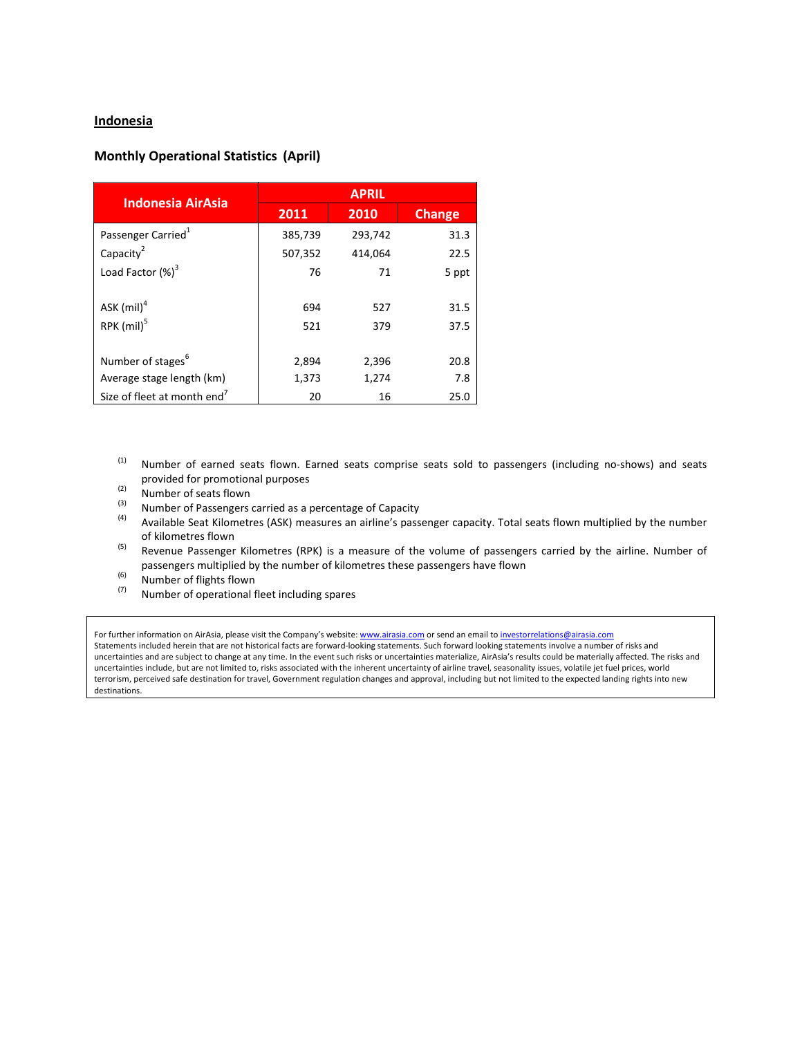## Indonesia

### Monthly Operational Statistics (April)

| Indonesia AirAsia | APRIL | | |
|---|---|---|---|
| | 2011 | 2010 | Change |
| Passenger Carried[1] | 385,739 | 293,742 | 31.3 |
| Capacity[2] | 507,352 | 414,064 | 22.5 |
| Load Factor (%)[3] | 76 | 71 | 5 ppt |
| | | | |
| ASK (mil)[4] | 694 | 527 | 31.5 |
| RPK (mil)[5] | 521 | 379 | 37.5 |
| | | | |
| Number of stages[6] | 2,894 | 2,396 | 20.8 |
| Average stage length (km) | 1,373 | 1,274 | 7.8 |
| Size of fleet at month end[7] | 20 | 16 | 25.0 |

(1) Number of earned seats flown. Earned seats comprise seats sold to passengers (including no-shows) and seats provided for promotional purposes

(2) Number of seats flown

(3) Number of Passengers carried as a percentage of Capacity

(4) Available Seat Kilometres (ASK) measures an airline's passenger capacity. Total seats flown multiplied by the number of kilometres flown

(5) Revenue Passenger Kilometres (RPK) is a measure of the volume of passengers carried by the airline. Number of passengers multiplied by the number of kilometres these passengers have flown

(6) Number of flights flown

(7) Number of operational fleet including spares

For further information on AirAsia, please visit the Company's website: www.airasia.com or send an email to investorrelations@airasia.com
Statements included herein that are not historical facts are forward-looking statements. Such forward looking statements involve a number of risks and uncertainties and are subject to change at any time. In the event such risks or uncertainties materialize, AirAsia's results could be materially affected. The risks and uncertainties include, but are not limited to, risks associated with the inherent uncertainty of airline travel, seasonality issues, volatile jet fuel prices, world terrorism, perceived safe destination for travel, Government regulation changes and approval, including but not limited to the expected landing rights into new destinations.